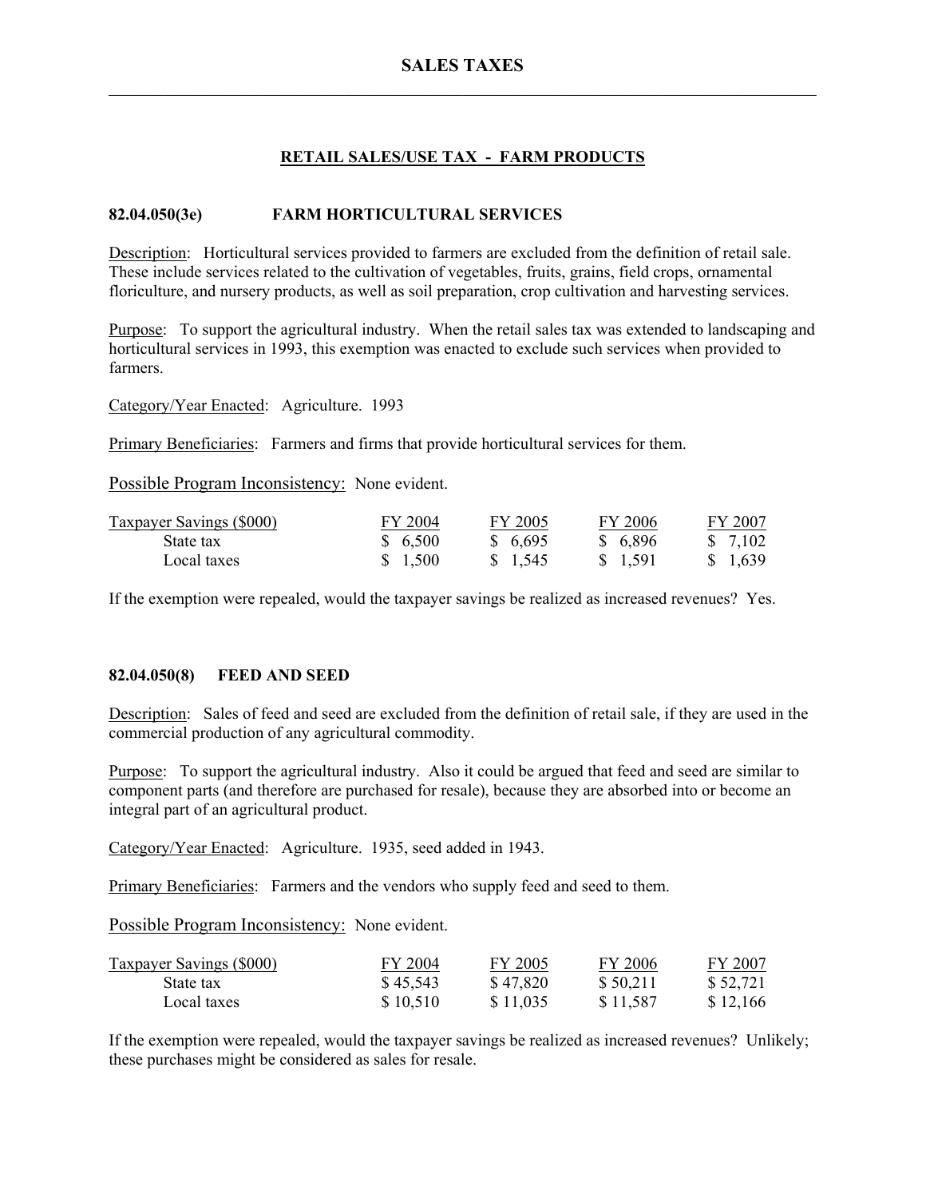# SALES TAXES

## RETAIL SALES/USE TAX - FARM PRODUCTS

### 82.04.050(3e) FARM HORTICULTURAL SERVICES

Description: Horticultural services provided to farmers are excluded from the definition of retail sale. These include services related to the cultivation of vegetables, fruits, grains, field crops, ornamental floriculture, and nursery products, as well as soil preparation, crop cultivation and harvesting services.

Purpose: To support the agricultural industry. When the retail sales tax was extended to landscaping and horticultural services in 1993, this exemption was enacted to exclude such services when provided to farmers.

Category/Year Enacted: Agriculture. 1993

Primary Beneficiaries: Farmers and firms that provide horticultural services for them.

Possible Program Inconsistency: None evident.

| Taxpayer Savings ($000) | FY 2004 | FY 2005 | FY 2006 | FY 2007 |
|---|---|---|---|---|
| State tax | $ 6,500 | $ 6,695 | $ 6,896 | $ 7,102 |
| Local taxes | $ 1,500 | $ 1,545 | $ 1,591 | $ 1,639 |

If the exemption were repealed, would the taxpayer savings be realized as increased revenues? Yes.

### 82.04.050(8) FEED AND SEED

Description: Sales of feed and seed are excluded from the definition of retail sale, if they are used in the commercial production of any agricultural commodity.

Purpose: To support the agricultural industry. Also it could be argued that feed and seed are similar to component parts (and therefore are purchased for resale), because they are absorbed into or become an integral part of an agricultural product.

Category/Year Enacted: Agriculture. 1935, seed added in 1943.

Primary Beneficiaries: Farmers and the vendors who supply feed and seed to them.

Possible Program Inconsistency: None evident.

| Taxpayer Savings ($000) | FY 2004 | FY 2005 | FY 2006 | FY 2007 |
|---|---|---|---|---|
| State tax | $ 45,543 | $ 47,820 | $ 50,211 | $ 52,721 |
| Local taxes | $ 10,510 | $ 11,035 | $ 11,587 | $ 12,166 |

If the exemption were repealed, would the taxpayer savings be realized as increased revenues? Unlikely; these purchases might be considered as sales for resale.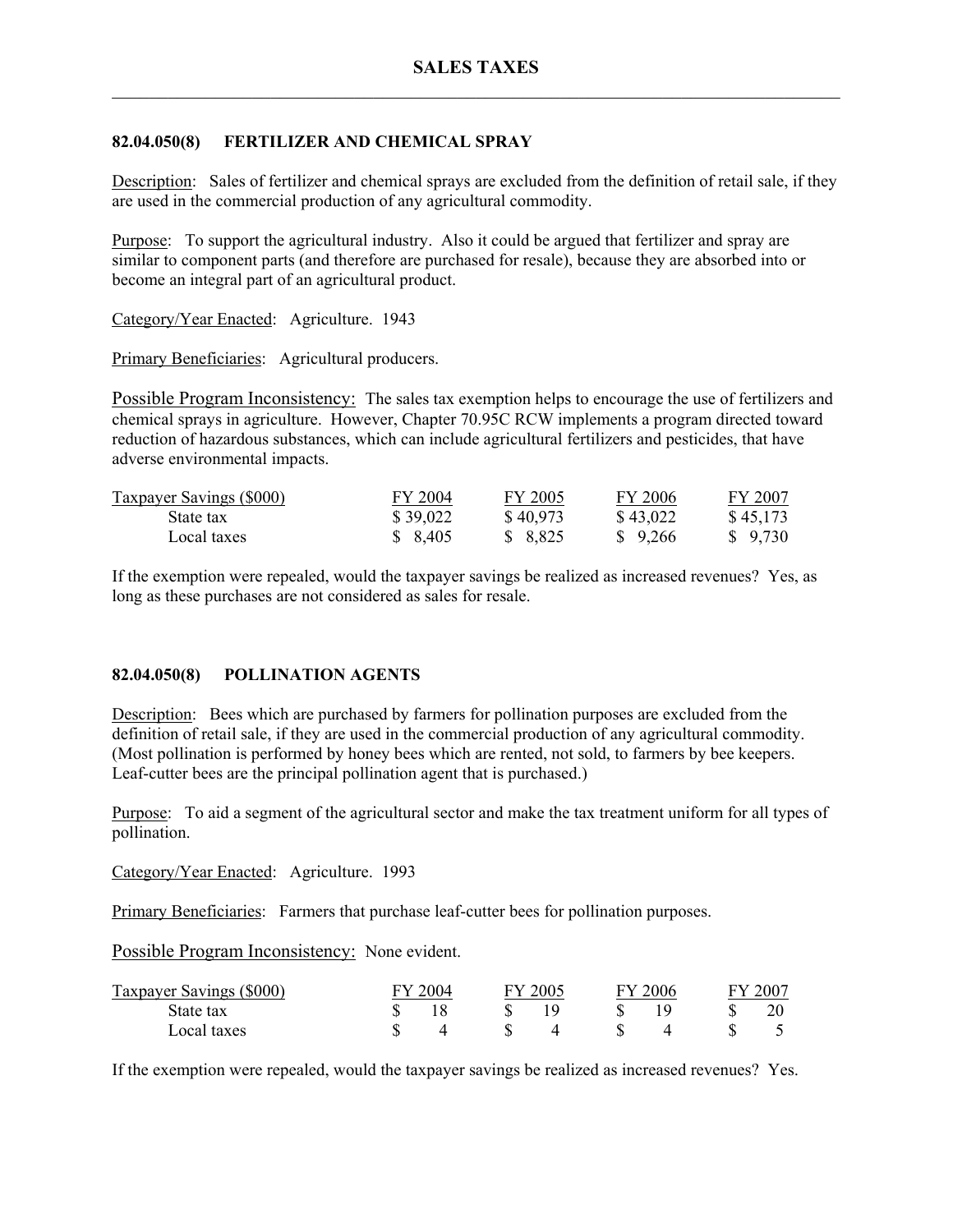# SALES TAXES

## 82.04.050(8) FERTILIZER AND CHEMICAL SPRAY

Description: Sales of fertilizer and chemical sprays are excluded from the definition of retail sale, if they are used in the commercial production of any agricultural commodity.

Purpose: To support the agricultural industry. Also it could be argued that fertilizer and spray are similar to component parts (and therefore are purchased for resale), because they are absorbed into or become an integral part of an agricultural product.

Category/Year Enacted: Agriculture. 1943

Primary Beneficiaries: Agricultural producers.

Possible Program Inconsistency: The sales tax exemption helps to encourage the use of fertilizers and chemical sprays in agriculture. However, Chapter 70.95C RCW implements a program directed toward reduction of hazardous substances, which can include agricultural fertilizers and pesticides, that have adverse environmental impacts.

| Taxpayer Savings ($000) | FY 2004 | FY 2005 | FY 2006 | FY 2007 |
|---|---|---|---|---|
| State tax | $ 39,022 | $ 40,973 | $ 43,022 | $ 45,173 |
| Local taxes | $ 8,405 | $ 8,825 | $ 9,266 | $ 9,730 |

If the exemption were repealed, would the taxpayer savings be realized as increased revenues? Yes, as long as these purchases are not considered as sales for resale.

## 82.04.050(8) POLLINATION AGENTS

Description: Bees which are purchased by farmers for pollination purposes are excluded from the definition of retail sale, if they are used in the commercial production of any agricultural commodity. (Most pollination is performed by honey bees which are rented, not sold, to farmers by bee keepers. Leaf-cutter bees are the principal pollination agent that is purchased.)

Purpose: To aid a segment of the agricultural sector and make the tax treatment uniform for all types of pollination.

Category/Year Enacted: Agriculture. 1993

Primary Beneficiaries: Farmers that purchase leaf-cutter bees for pollination purposes.

Possible Program Inconsistency: None evident.

| Taxpayer Savings ($000) | FY 2004 | FY 2005 | FY 2006 | FY 2007 |
|---|---|---|---|---|
| State tax | $ 18 | $ 19 | $ 19 | $ 20 |
| Local taxes | $ 4 | $ 4 | $ 4 | $ 5 |

If the exemption were repealed, would the taxpayer savings be realized as increased revenues? Yes.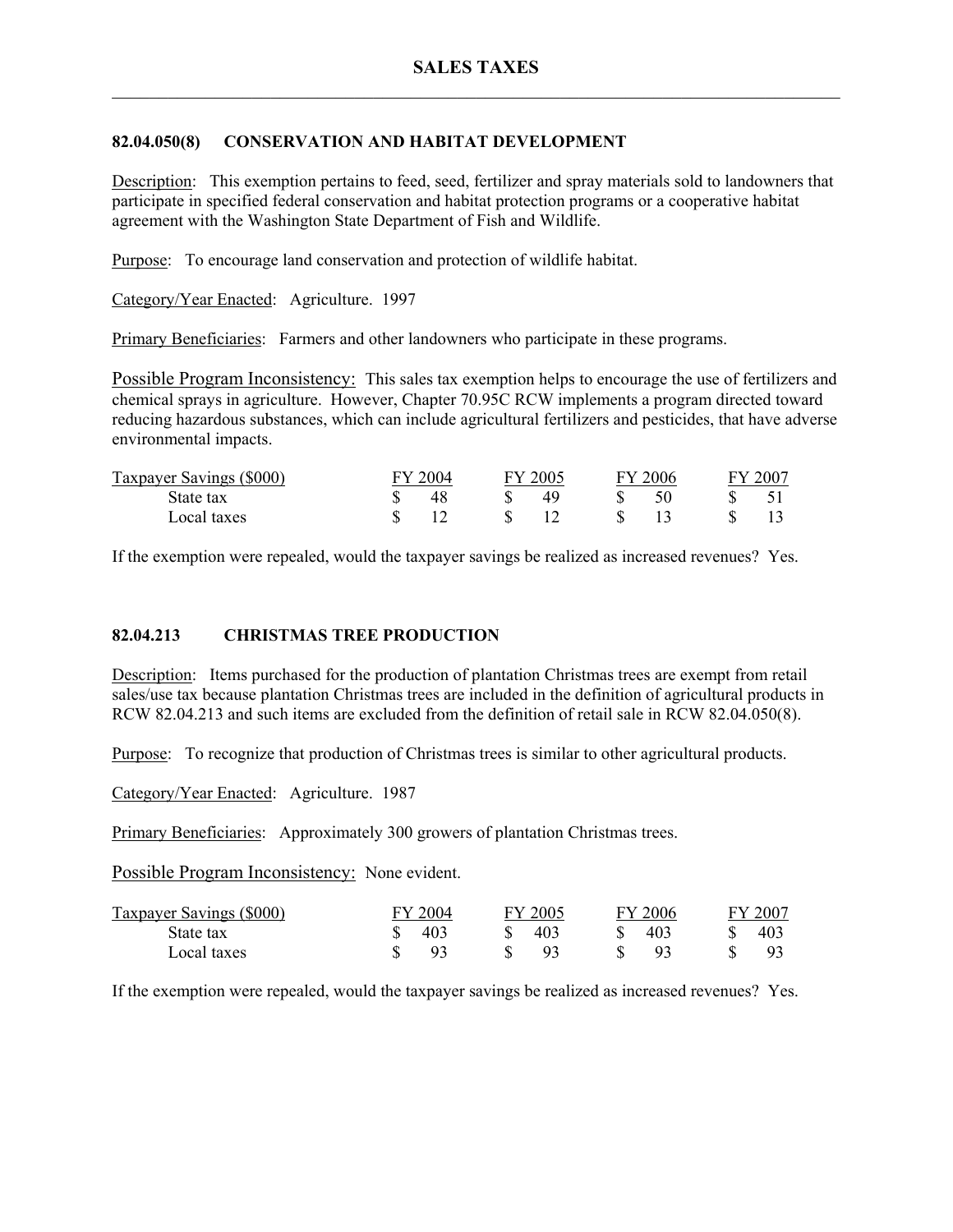## 82.04.050(8) CONSERVATION AND HABITAT DEVELOPMENT

Description: This exemption pertains to feed, seed, fertilizer and spray materials sold to landowners that participate in specified federal conservation and habitat protection programs or a cooperative habitat agreement with the Washington State Department of Fish and Wildlife.

Purpose: To encourage land conservation and protection of wildlife habitat.

Category/Year Enacted: Agriculture. 1997

Primary Beneficiaries: Farmers and other landowners who participate in these programs.

Possible Program Inconsistency: This sales tax exemption helps to encourage the use of fertilizers and chemical sprays in agriculture. However, Chapter 70.95C RCW implements a program directed toward reducing hazardous substances, which can include agricultural fertilizers and pesticides, that have adverse environmental impacts.

| Taxpayer Savings ($000) | FY 2004 | FY 2005 | FY 2006 | FY 2007 |
|---|---|---|---|---|
| State tax | $ 48 | $ 49 | $ 50 | $ 51 |
| Local taxes | $ 12 | $ 12 | $ 13 | $ 13 |

If the exemption were repealed, would the taxpayer savings be realized as increased revenues? Yes.

## 82.04.213 CHRISTMAS TREE PRODUCTION

Description: Items purchased for the production of plantation Christmas trees are exempt from retail sales/use tax because plantation Christmas trees are included in the definition of agricultural products in RCW 82.04.213 and such items are excluded from the definition of retail sale in RCW 82.04.050(8).

Purpose: To recognize that production of Christmas trees is similar to other agricultural products.

Category/Year Enacted: Agriculture. 1987

Primary Beneficiaries: Approximately 300 growers of plantation Christmas trees.

Possible Program Inconsistency: None evident.

| Taxpayer Savings ($000) | FY 2004 | FY 2005 | FY 2006 | FY 2007 |
|---|---|---|---|---|
| State tax | $ 403 | $ 403 | $ 403 | $ 403 |
| Local taxes | $ 93 | $ 93 | $ 93 | $ 93 |

If the exemption were repealed, would the taxpayer savings be realized as increased revenues? Yes.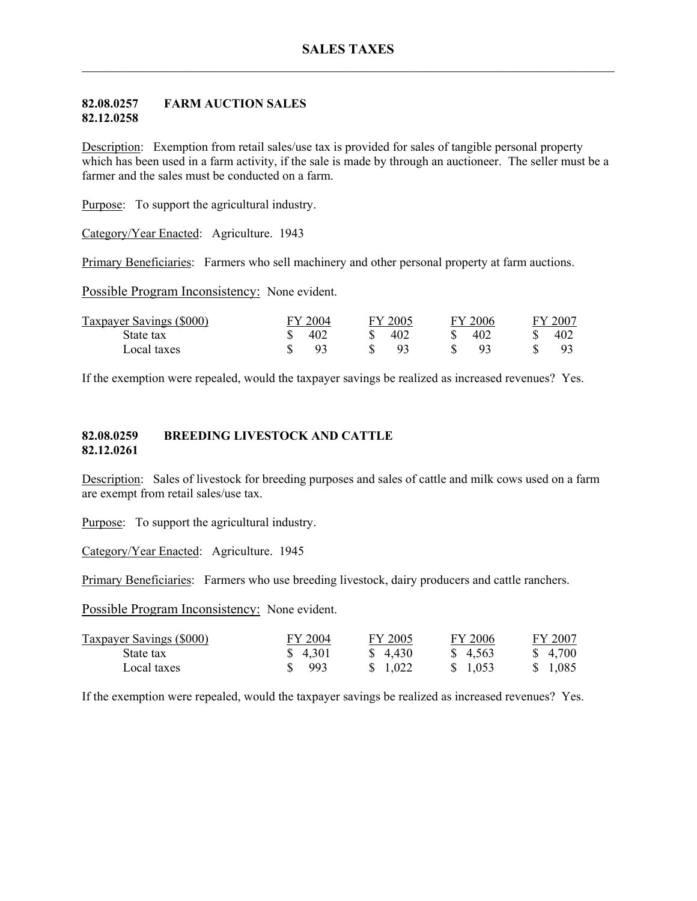## 82.08.0257 FARM AUCTION SALES
## 82.12.0258

Description: Exemption from retail sales/use tax is provided for sales of tangible personal property which has been used in a farm activity, if the sale is made by through an auctioneer. The seller must be a farmer and the sales must be conducted on a farm.

Purpose: To support the agricultural industry.

Category/Year Enacted: Agriculture. 1943

Primary Beneficiaries: Farmers who sell machinery and other personal property at farm auctions.

Possible Program Inconsistency: None evident.

| Taxpayer Savings ($000) | FY 2004 | FY 2005 | FY 2006 | FY 2007 |
|---|---|---|---|---|
| State tax | $ 402 | $ 402 | $ 402 | $ 402 |
| Local taxes | $ 93 | $ 93 | $ 93 | $ 93 |

If the exemption were repealed, would the taxpayer savings be realized as increased revenues? Yes.

## 82.08.0259 BREEDING LIVESTOCK AND CATTLE
## 82.12.0261

Description: Sales of livestock for breeding purposes and sales of cattle and milk cows used on a farm are exempt from retail sales/use tax.

Purpose: To support the agricultural industry.

Category/Year Enacted: Agriculture. 1945

Primary Beneficiaries: Farmers who use breeding livestock, dairy producers and cattle ranchers.

Possible Program Inconsistency: None evident.

| Taxpayer Savings ($000) | FY 2004 | FY 2005 | FY 2006 | FY 2007 |
|---|---|---|---|---|
| State tax | $ 4,301 | $ 4,430 | $ 4,563 | $ 4,700 |
| Local taxes | $ 993 | $ 1,022 | $ 1,053 | $ 1,085 |

If the exemption were repealed, would the taxpayer savings be realized as increased revenues? Yes.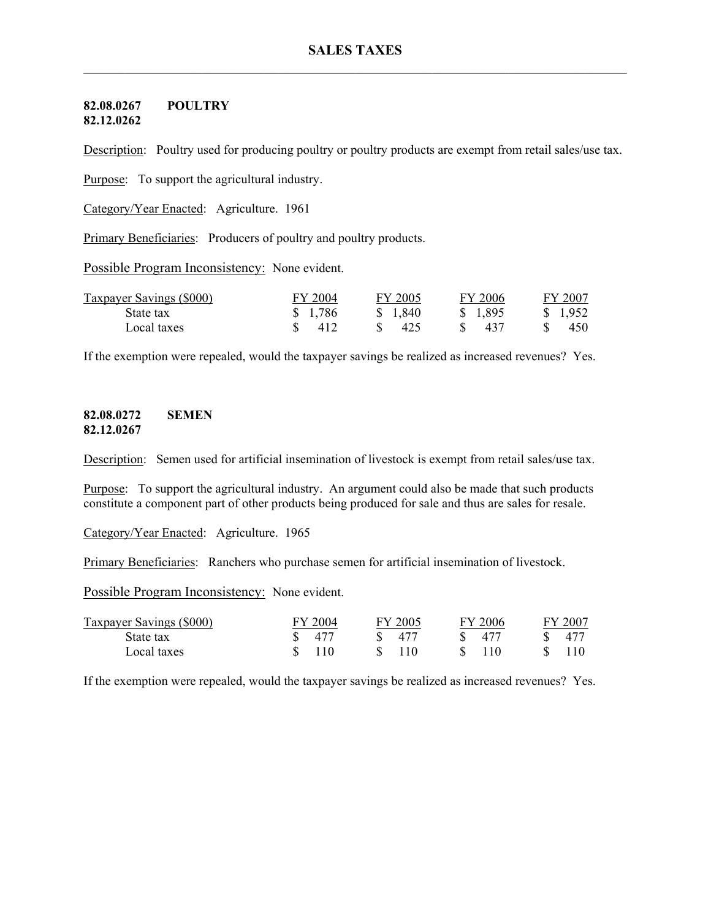## SALES TAXES

### 82.08.0267 POULTRY
### 82.12.0262

Description: Poultry used for producing poultry or poultry products are exempt from retail sales/use tax.

Purpose: To support the agricultural industry.

Category/Year Enacted: Agriculture. 1961

Primary Beneficiaries: Producers of poultry and poultry products.

Possible Program Inconsistency: None evident.

| Taxpayer Savings ($000) | FY 2004 | FY 2005 | FY 2006 | FY 2007 |
|---|---|---|---|---|
| State tax | $ 1,786 | $ 1,840 | $ 1,895 | $ 1,952 |
| Local taxes | $ 412 | $ 425 | $ 437 | $ 450 |

If the exemption were repealed, would the taxpayer savings be realized as increased revenues? Yes.

### 82.08.0272 SEMEN
### 82.12.0267

Description: Semen used for artificial insemination of livestock is exempt from retail sales/use tax.

Purpose: To support the agricultural industry. An argument could also be made that such products constitute a component part of other products being produced for sale and thus are sales for resale.

Category/Year Enacted: Agriculture. 1965

Primary Beneficiaries: Ranchers who purchase semen for artificial insemination of livestock.

Possible Program Inconsistency: None evident.

| Taxpayer Savings ($000) | FY 2004 | FY 2005 | FY 2006 | FY 2007 |
|---|---|---|---|---|
| State tax | $ 477 | $ 477 | $ 477 | $ 477 |
| Local taxes | $ 110 | $ 110 | $ 110 | $ 110 |

If the exemption were repealed, would the taxpayer savings be realized as increased revenues? Yes.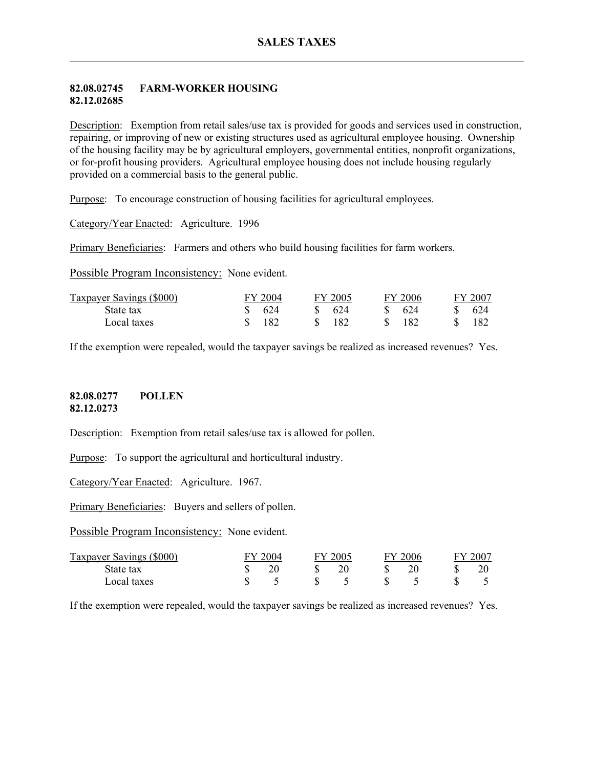### 82.08.02745 FARM-WORKER HOUSING
### 82.12.02685

Description: Exemption from retail sales/use tax is provided for goods and services used in construction, repairing, or improving of new or existing structures used as agricultural employee housing. Ownership of the housing facility may be by agricultural employers, governmental entities, nonprofit organizations, or for-profit housing providers. Agricultural employee housing does not include housing regularly provided on a commercial basis to the general public.

Purpose: To encourage construction of housing facilities for agricultural employees.

Category/Year Enacted: Agriculture. 1996

Primary Beneficiaries: Farmers and others who build housing facilities for farm workers.

Possible Program Inconsistency: None evident.

| Taxpayer Savings ($000) | FY 2004 | FY 2005 | FY 2006 | FY 2007 |
|---|---|---|---|---|
| State tax | $ 624 | $ 624 | $ 624 | $ 624 |
| Local taxes | $ 182 | $ 182 | $ 182 | $ 182 |

If the exemption were repealed, would the taxpayer savings be realized as increased revenues? Yes.

### 82.08.0277 POLLEN
### 82.12.0273

Description: Exemption from retail sales/use tax is allowed for pollen.

Purpose: To support the agricultural and horticultural industry.

Category/Year Enacted: Agriculture. 1967.

Primary Beneficiaries: Buyers and sellers of pollen.

Possible Program Inconsistency: None evident.

| Taxpayer Savings ($000) | FY 2004 | FY 2005 | FY 2006 | FY 2007 |
|---|---|---|---|---|
| State tax | $ 20 | $ 20 | $ 20 | $ 20 |
| Local taxes | $ 5 | $ 5 | $ 5 | $ 5 |

If the exemption were repealed, would the taxpayer savings be realized as increased revenues? Yes.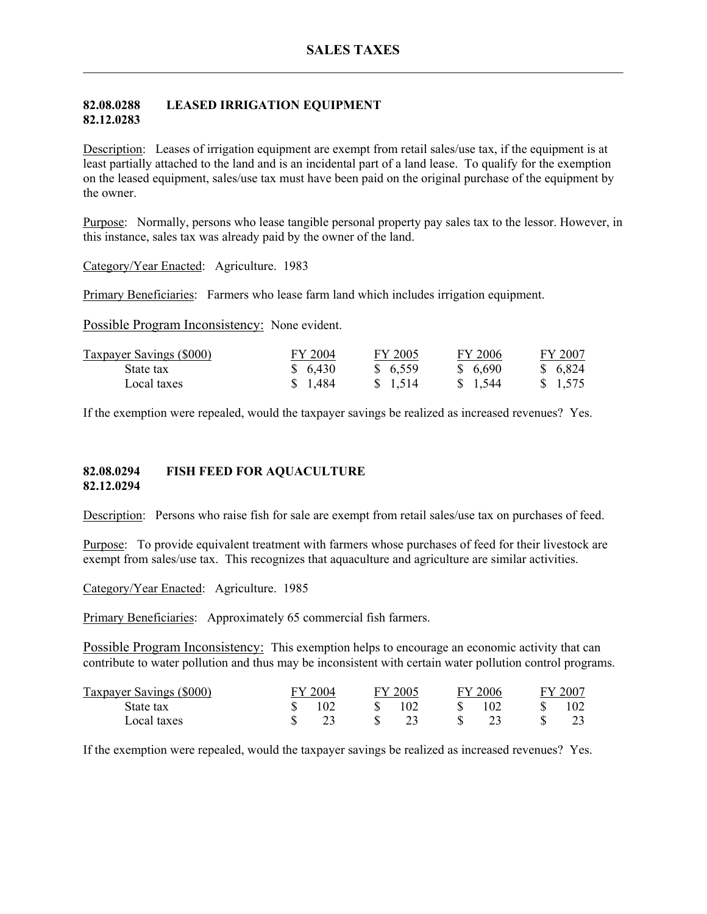# SALES TAXES

## 82.08.0288 LEASED IRRIGATION EQUIPMENT
## 82.12.0283

Description: Leases of irrigation equipment are exempt from retail sales/use tax, if the equipment is at least partially attached to the land and is an incidental part of a land lease. To qualify for the exemption on the leased equipment, sales/use tax must have been paid on the original purchase of the equipment by the owner.

Purpose: Normally, persons who lease tangible personal property pay sales tax to the lessor. However, in this instance, sales tax was already paid by the owner of the land.

Category/Year Enacted: Agriculture. 1983

Primary Beneficiaries: Farmers who lease farm land which includes irrigation equipment.

Possible Program Inconsistency: None evident.

| Taxpayer Savings ($000) | FY 2004 | FY 2005 | FY 2006 | FY 2007 |
|---|---|---|---|---|
| State tax | $ 6,430 | $ 6,559 | $ 6,690 | $ 6,824 |
| Local taxes | $ 1,484 | $ 1,514 | $ 1,544 | $ 1,575 |

If the exemption were repealed, would the taxpayer savings be realized as increased revenues? Yes.

## 82.08.0294 FISH FEED FOR AQUACULTURE
## 82.12.0294

Description: Persons who raise fish for sale are exempt from retail sales/use tax on purchases of feed.

Purpose: To provide equivalent treatment with farmers whose purchases of feed for their livestock are exempt from sales/use tax. This recognizes that aquaculture and agriculture are similar activities.

Category/Year Enacted: Agriculture. 1985

Primary Beneficiaries: Approximately 65 commercial fish farmers.

Possible Program Inconsistency: This exemption helps to encourage an economic activity that can contribute to water pollution and thus may be inconsistent with certain water pollution control programs.

| Taxpayer Savings ($000) | FY 2004 | FY 2005 | FY 2006 | FY 2007 |
|---|---|---|---|---|
| State tax | $ 102 | $ 102 | $ 102 | $ 102 |
| Local taxes | $ 23 | $ 23 | $ 23 | $ 23 |

If the exemption were repealed, would the taxpayer savings be realized as increased revenues? Yes.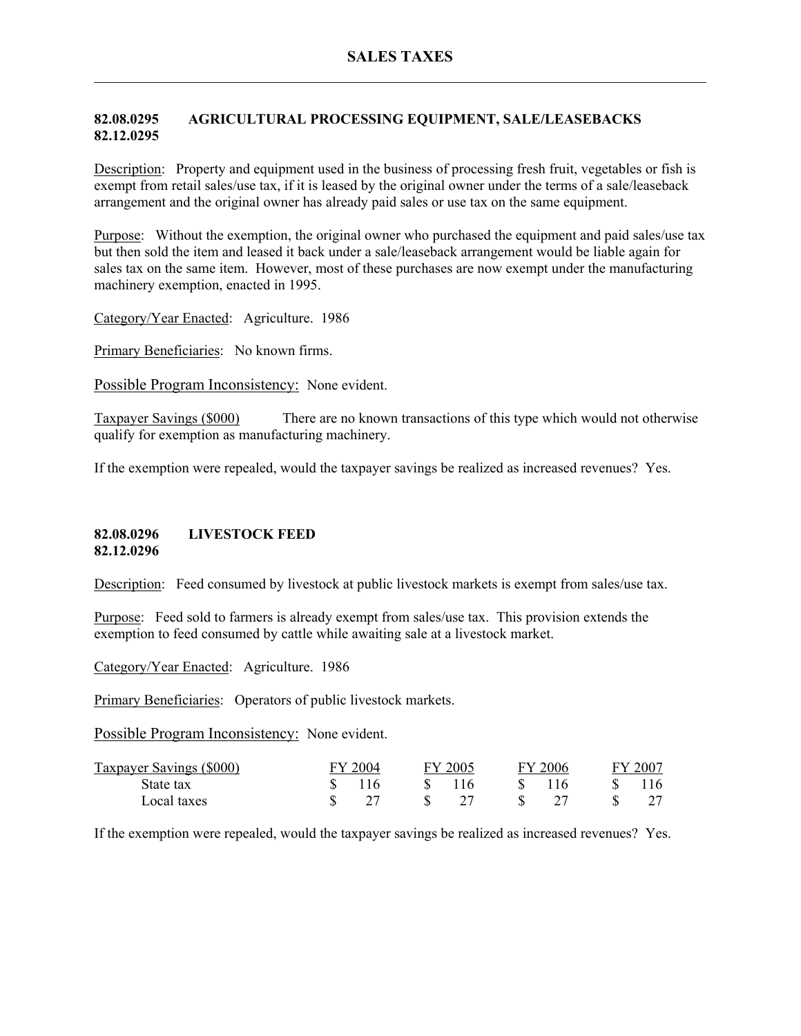## 82.08.0295 AGRICULTURAL PROCESSING EQUIPMENT, SALE/LEASEBACKS
## 82.12.0295

Description: Property and equipment used in the business of processing fresh fruit, vegetables or fish is exempt from retail sales/use tax, if it is leased by the original owner under the terms of a sale/leaseback arrangement and the original owner has already paid sales or use tax on the same equipment.

Purpose: Without the exemption, the original owner who purchased the equipment and paid sales/use tax but then sold the item and leased it back under a sale/leaseback arrangement would be liable again for sales tax on the same item. However, most of these purchases are now exempt under the manufacturing machinery exemption, enacted in 1995.

Category/Year Enacted: Agriculture. 1986

Primary Beneficiaries: No known firms.

Possible Program Inconsistency: None evident.

Taxpayer Savings ($000) There are no known transactions of this type which would not otherwise qualify for exemption as manufacturing machinery.

If the exemption were repealed, would the taxpayer savings be realized as increased revenues? Yes.

## 82.08.0296 LIVESTOCK FEED
## 82.12.0296

Description: Feed consumed by livestock at public livestock markets is exempt from sales/use tax.

Purpose: Feed sold to farmers is already exempt from sales/use tax. This provision extends the exemption to feed consumed by cattle while awaiting sale at a livestock market.

Category/Year Enacted: Agriculture. 1986

Primary Beneficiaries: Operators of public livestock markets.

Possible Program Inconsistency: None evident.

| Taxpayer Savings ($000) | FY 2004 | FY 2005 | FY 2006 | FY 2007 |
|---|---|---|---|---|
| State tax | $ 116 | $ 116 | $ 116 | $ 116 |
| Local taxes | $ 27 | $ 27 | $ 27 | $ 27 |

If the exemption were repealed, would the taxpayer savings be realized as increased revenues? Yes.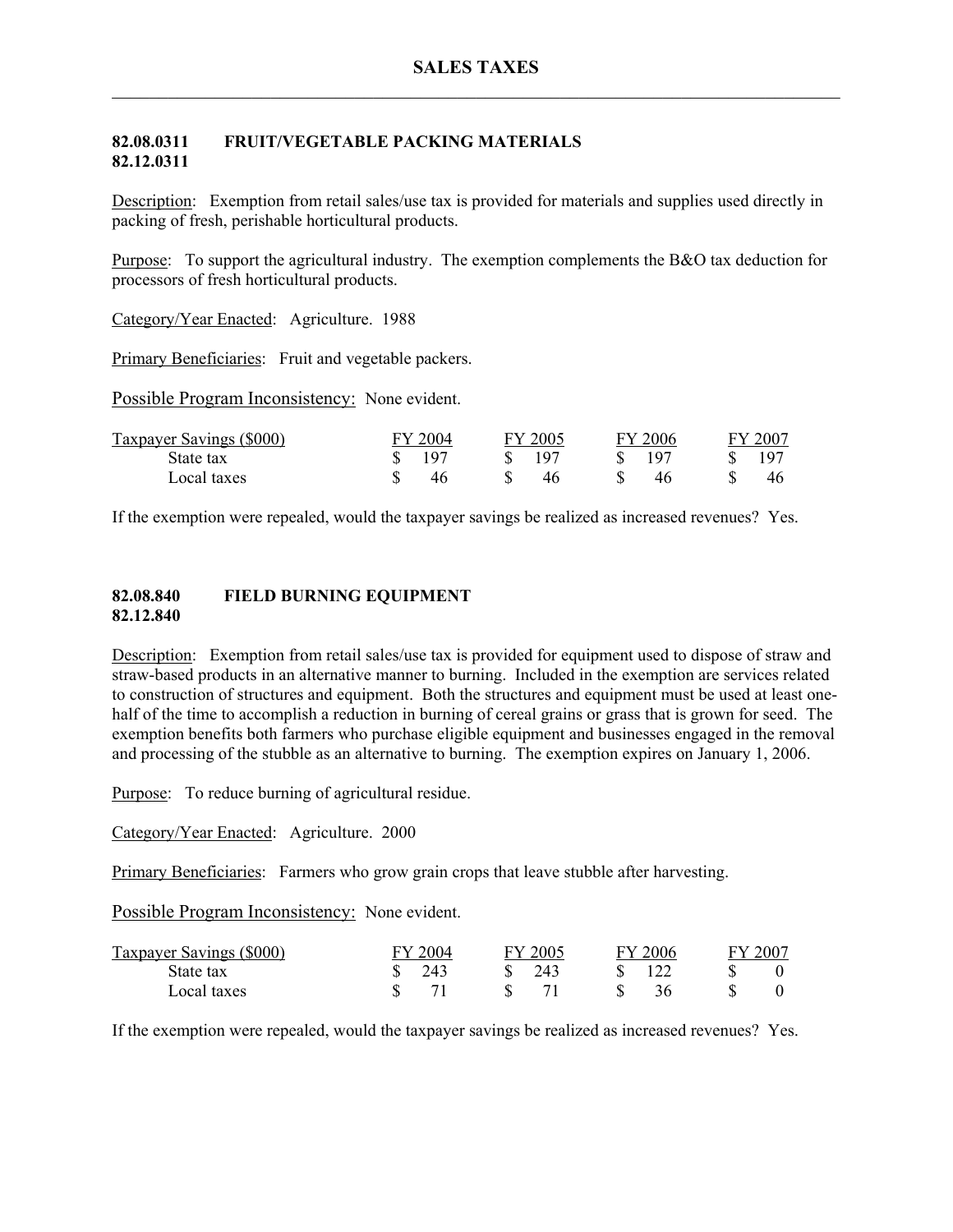## 82.08.0311 FRUIT/VEGETABLE PACKING MATERIALS
## 82.12.0311

Description: Exemption from retail sales/use tax is provided for materials and supplies used directly in packing of fresh, perishable horticultural products.

Purpose: To support the agricultural industry. The exemption complements the B&O tax deduction for processors of fresh horticultural products.

Category/Year Enacted: Agriculture. 1988

Primary Beneficiaries: Fruit and vegetable packers.

Possible Program Inconsistency: None evident.

| Taxpayer Savings ($000) | FY 2004 | FY 2005 | FY 2006 | FY 2007 |
|---|---|---|---|---|
| State tax | $ 197 | $ 197 | $ 197 | $ 197 |
| Local taxes | $ 46 | $ 46 | $ 46 | $ 46 |

If the exemption were repealed, would the taxpayer savings be realized as increased revenues? Yes.

## 82.08.840 FIELD BURNING EQUIPMENT
## 82.12.840

Description: Exemption from retail sales/use tax is provided for equipment used to dispose of straw and straw-based products in an alternative manner to burning. Included in the exemption are services related to construction of structures and equipment. Both the structures and equipment must be used at least one-half of the time to accomplish a reduction in burning of cereal grains or grass that is grown for seed. The exemption benefits both farmers who purchase eligible equipment and businesses engaged in the removal and processing of the stubble as an alternative to burning. The exemption expires on January 1, 2006.

Purpose: To reduce burning of agricultural residue.

Category/Year Enacted: Agriculture. 2000

Primary Beneficiaries: Farmers who grow grain crops that leave stubble after harvesting.

Possible Program Inconsistency: None evident.

| Taxpayer Savings ($000) | FY 2004 | FY 2005 | FY 2006 | FY 2007 |
|---|---|---|---|---|
| State tax | $ 243 | $ 243 | $ 122 | $ 0 |
| Local taxes | $ 71 | $ 71 | $ 36 | $ 0 |

If the exemption were repealed, would the taxpayer savings be realized as increased revenues? Yes.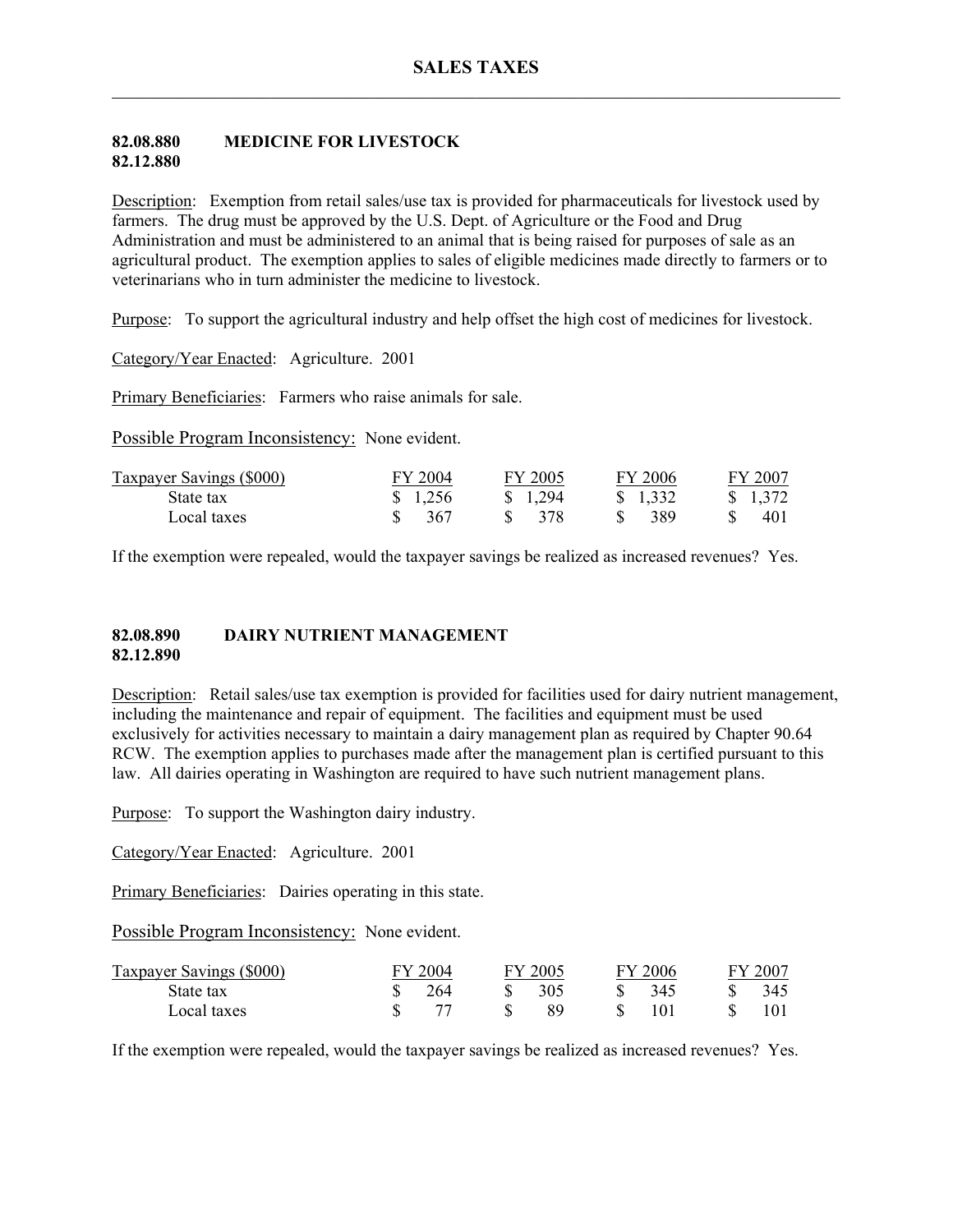## 82.08.880 MEDICINE FOR LIVESTOCK
## 82.12.880

Description: Exemption from retail sales/use tax is provided for pharmaceuticals for livestock used by farmers. The drug must be approved by the U.S. Dept. of Agriculture or the Food and Drug Administration and must be administered to an animal that is being raised for purposes of sale as an agricultural product. The exemption applies to sales of eligible medicines made directly to farmers or to veterinarians who in turn administer the medicine to livestock.

Purpose: To support the agricultural industry and help offset the high cost of medicines for livestock.

Category/Year Enacted: Agriculture. 2001

Primary Beneficiaries: Farmers who raise animals for sale.

Possible Program Inconsistency: None evident.

| Taxpayer Savings ($000) | FY 2004 | FY 2005 | FY 2006 | FY 2007 |
|---|---|---|---|---|
| State tax | $ 1,256 | $ 1,294 | $ 1,332 | $ 1,372 |
| Local taxes | $ 367 | $ 378 | $ 389 | $ 401 |

If the exemption were repealed, would the taxpayer savings be realized as increased revenues? Yes.

## 82.08.890 DAIRY NUTRIENT MANAGEMENT
## 82.12.890

Description: Retail sales/use tax exemption is provided for facilities used for dairy nutrient management, including the maintenance and repair of equipment. The facilities and equipment must be used exclusively for activities necessary to maintain a dairy management plan as required by Chapter 90.64 RCW. The exemption applies to purchases made after the management plan is certified pursuant to this law. All dairies operating in Washington are required to have such nutrient management plans.

Purpose: To support the Washington dairy industry.

Category/Year Enacted: Agriculture. 2001

Primary Beneficiaries: Dairies operating in this state.

Possible Program Inconsistency: None evident.

| Taxpayer Savings ($000) | FY 2004 | FY 2005 | FY 2006 | FY 2007 |
|---|---|---|---|---|
| State tax | $ 264 | $ 305 | $ 345 | $ 345 |
| Local taxes | $ 77 | $ 89 | $ 101 | $ 101 |

If the exemption were repealed, would the taxpayer savings be realized as increased revenues? Yes.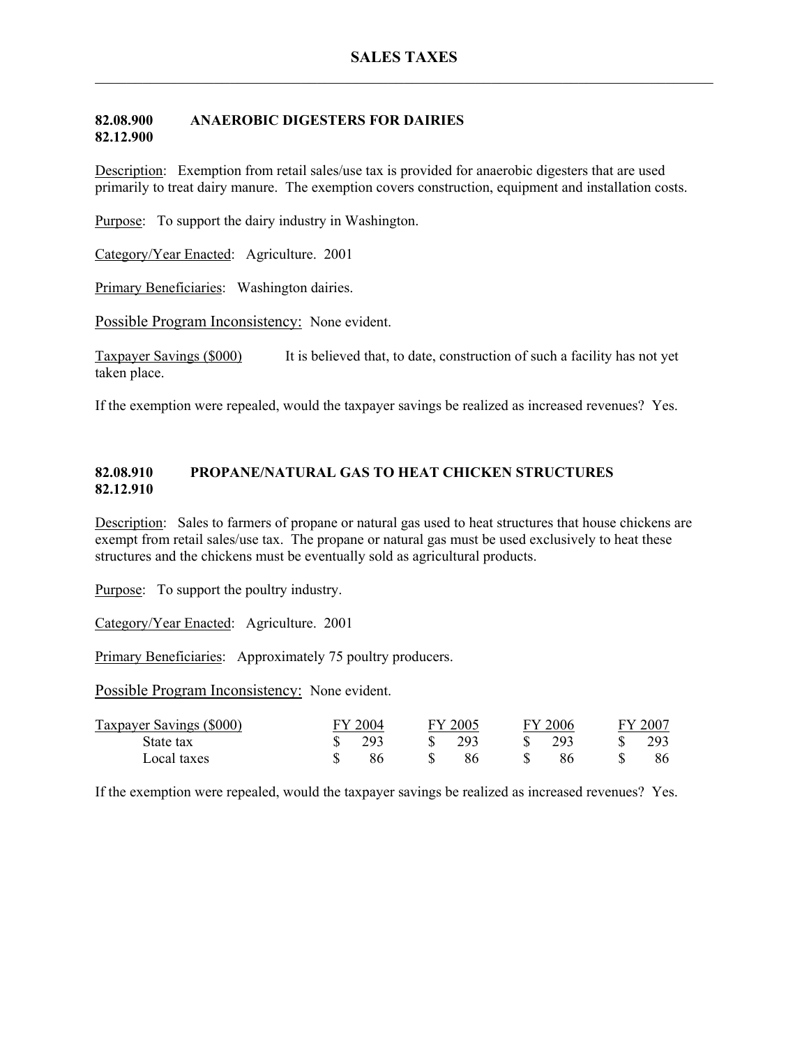# SALES TAXES

## 82.08.900 82.12.900 ANAEROBIC DIGESTERS FOR DAIRIES

Description: Exemption from retail sales/use tax is provided for anaerobic digesters that are used primarily to treat dairy manure. The exemption covers construction, equipment and installation costs.

Purpose: To support the dairy industry in Washington.

Category/Year Enacted: Agriculture. 2001

Primary Beneficiaries: Washington dairies.

Possible Program Inconsistency: None evident.

Taxpayer Savings ($000) It is believed that, to date, construction of such a facility has not yet taken place.

If the exemption were repealed, would the taxpayer savings be realized as increased revenues? Yes.

## 82.08.910 82.12.910 PROPANE/NATURAL GAS TO HEAT CHICKEN STRUCTURES

Description: Sales to farmers of propane or natural gas used to heat structures that house chickens are exempt from retail sales/use tax. The propane or natural gas must be used exclusively to heat these structures and the chickens must be eventually sold as agricultural products.

Purpose: To support the poultry industry.

Category/Year Enacted: Agriculture. 2001

Primary Beneficiaries: Approximately 75 poultry producers.

Possible Program Inconsistency: None evident.

| Taxpayer Savings ($000) | FY 2004 | FY 2005 | FY 2006 | FY 2007 |
|---|---|---|---|---|
| State tax | $ 293 | $ 293 | $ 293 | $ 293 |
| Local taxes | $ 86 | $ 86 | $ 86 | $ 86 |

If the exemption were repealed, would the taxpayer savings be realized as increased revenues? Yes.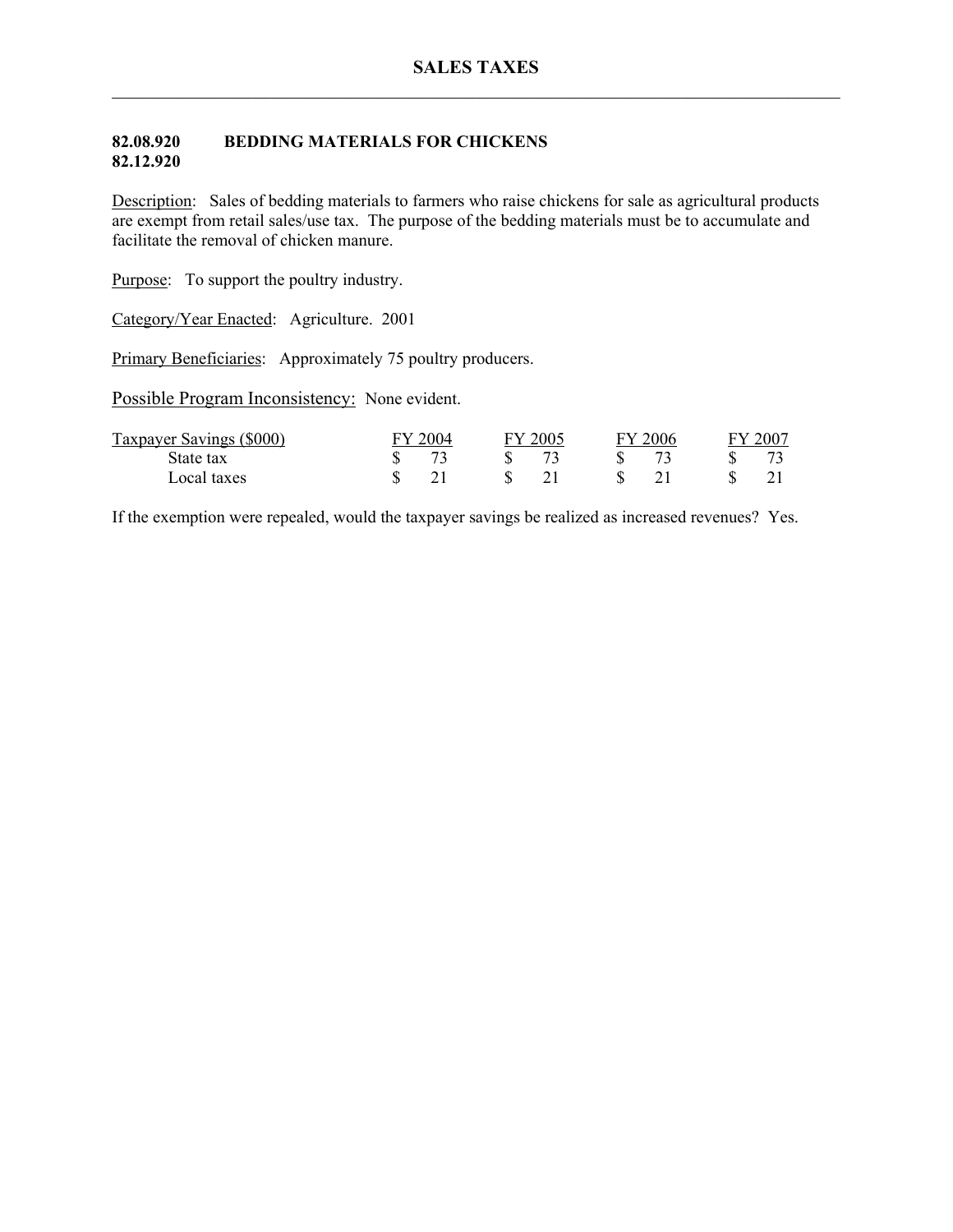# SALES TAXES

**82.08.920 BEDDING MATERIALS FOR CHICKENS**
**82.12.920**

Description: Sales of bedding materials to farmers who raise chickens for sale as agricultural products are exempt from retail sales/use tax. The purpose of the bedding materials must be to accumulate and facilitate the removal of chicken manure.

Purpose: To support the poultry industry.

Category/Year Enacted: Agriculture. 2001

Primary Beneficiaries: Approximately 75 poultry producers.

Possible Program Inconsistency: None evident.

| Taxpayer Savings ($000) | FY 2004 | FY 2005 | FY 2006 | FY 2007 |
|---|---|---|---|---|
| State tax | $ 73 | $ 73 | $ 73 | $ 73 |
| Local taxes | $ 21 | $ 21 | $ 21 | $ 21 |

If the exemption were repealed, would the taxpayer savings be realized as increased revenues? Yes.